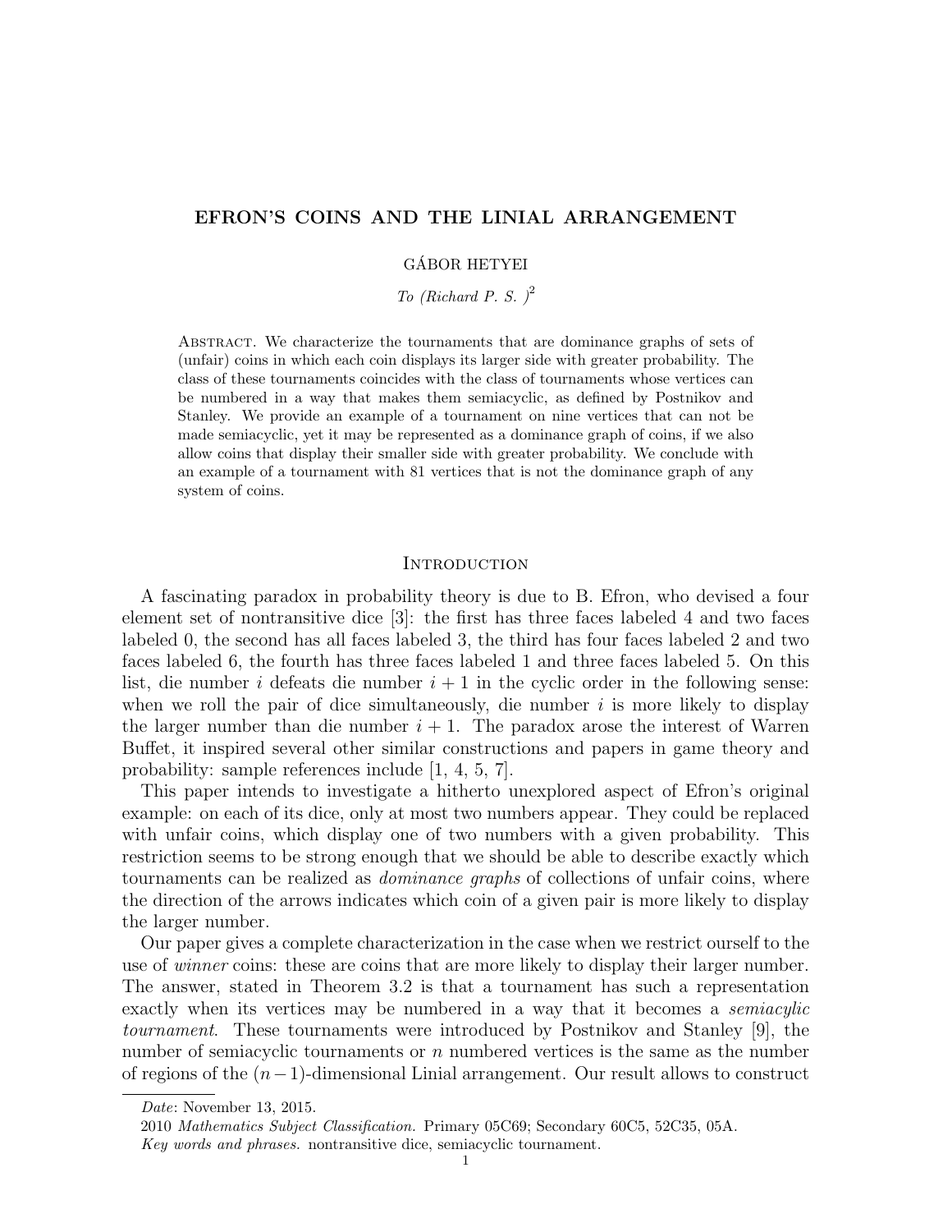# EFRON'S COINS AND THE LINIAL ARRANGEMENT

GÁBOR HETYEI

*To (Richard P. S. )*$^2$

Abstract. We characterize the tournaments that are dominance graphs of sets of (unfair) coins in which each coin displays its larger side with greater probability. The class of these tournaments coincides with the class of tournaments whose vertices can be numbered in a way that makes them semiacyclic, as defined by Postnikov and Stanley. We provide an example of a tournament on nine vertices that can not be made semiacyclic, yet it may be represented as a dominance graph of coins, if we also allow coins that display their smaller side with greater probability. We conclude with an example of a tournament with 81 vertices that is not the dominance graph of any system of coins.

## Introduction

A fascinating paradox in probability theory is due to B. Efron, who devised a four element set of nontransitive dice [3]: the first has three faces labeled 4 and two faces labeled 0, the second has all faces labeled 3, the third has four faces labeled 2 and two faces labeled 6, the fourth has three faces labeled 1 and three faces labeled 5. On this list, die number $i$ defeats die number $i+1$ in the cyclic order in the following sense: when we roll the pair of dice simultaneously, die number $i$ is more likely to display the larger number than die number $i+1$. The paradox arose the interest of Warren Buffet, it inspired several other similar constructions and papers in game theory and probability: sample references include [1, 4, 5, 7].

This paper intends to investigate a hitherto unexplored aspect of Efron's original example: on each of its dice, only at most two numbers appear. They could be replaced with unfair coins, which display one of two numbers with a given probability. This restriction seems to be strong enough that we should be able to describe exactly which tournaments can be realized as *dominance graphs* of collections of unfair coins, where the direction of the arrows indicates which coin of a given pair is more likely to display the larger number.

Our paper gives a complete characterization in the case when we restrict ourself to the use of *winner* coins: these are coins that are more likely to display their larger number. The answer, stated in Theorem 3.2 is that a tournament has such a representation exactly when its vertices may be numbered in a way that it becomes a *semiacylic tournament*. These tournaments were introduced by Postnikov and Stanley [9], the number of semiacyclic tournaments or $n$ numbered vertices is the same as the number of regions of the $(n-1)$-dimensional Linial arrangement. Our result allows to construct

*Date*: November 13, 2015.

2010 *Mathematics Subject Classification.* Primary 05C69; Secondary 60C5, 52C35, 05A.

*Key words and phrases.* nontransitive dice, semiacyclic tournament.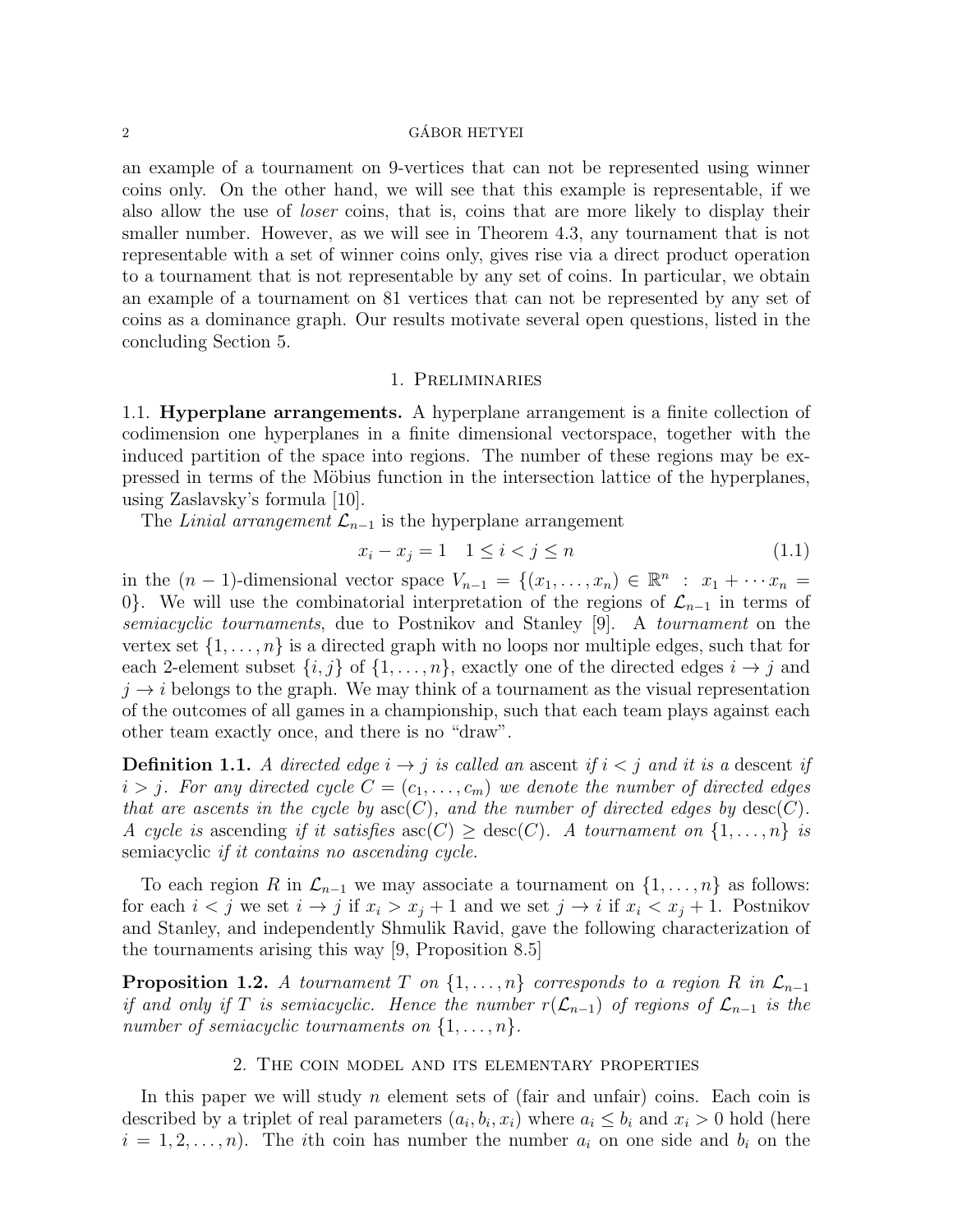an example of a tournament on 9-vertices that can not be represented using winner coins only. On the other hand, we will see that this example is representable, if we also allow the use of *loser* coins, that is, coins that are more likely to display their smaller number. However, as we will see in Theorem 4.3, any tournament that is not representable with a set of winner coins only, gives rise via a direct product operation to a tournament that is not representable by any set of coins. In particular, we obtain an example of a tournament on 81 vertices that can not be represented by any set of coins as a dominance graph. Our results motivate several open questions, listed in the concluding Section 5.

## 1. Preliminaries

**1.1. Hyperplane arrangements.** A hyperplane arrangement is a finite collection of codimension one hyperplanes in a finite dimensional vectorspace, together with the induced partition of the space into regions. The number of these regions may be expressed in terms of the Möbius function in the intersection lattice of the hyperplanes, using Zaslavsky's formula [10].

The *Linial arrangement* $\mathcal{L}_{n-1}$ is the hyperplane arrangement

$$x_i - x_j = 1 \quad 1 \le i < j \le n \tag{1.1}$$

in the $(n-1)$-dimensional vector space $V_{n-1} = \{(x_1, \ldots, x_n) \in \mathbb{R}^n \ : \ x_1 + \cdots x_n = 0\}$. We will use the combinatorial interpretation of the regions of $\mathcal{L}_{n-1}$ in terms of *semiacyclic tournaments*, due to Postnikov and Stanley [9]. A *tournament* on the vertex set $\{1, \ldots, n\}$ is a directed graph with no loops nor multiple edges, such that for each 2-element subset $\{i, j\}$ of $\{1, \ldots, n\}$, exactly one of the directed edges $i \to j$ and $j \to i$ belongs to the graph. We may think of a tournament as the visual representation of the outcomes of all games in a championship, such that each team plays against each other team exactly once, and there is no "draw".

**Definition 1.1.** *A directed edge $i \to j$ is called an* ascent *if $i < j$ and it is a* descent *if $i > j$. For any directed cycle $C = (c_1, \ldots, c_m)$ we denote the number of directed edges that are ascents in the cycle by $\operatorname{asc}(C)$, and the number of directed edges by $\operatorname{desc}(C)$. A cycle is* ascending *if it satisfies $\operatorname{asc}(C) \ge \operatorname{desc}(C)$. A tournament on $\{1, \ldots, n\}$ is* semiacyclic *if it contains no ascending cycle.*

To each region $R$ in $\mathcal{L}_{n-1}$ we may associate a tournament on $\{1, \ldots, n\}$ as follows: for each $i < j$ we set $i \to j$ if $x_i > x_j + 1$ and we set $j \to i$ if $x_i < x_j + 1$. Postnikov and Stanley, and independently Shmulik Ravid, gave the following characterization of the tournaments arising this way [9, Proposition 8.5]

**Proposition 1.2.** *A tournament $T$ on $\{1, \ldots, n\}$ corresponds to a region $R$ in $\mathcal{L}_{n-1}$ if and only if $T$ is semiacyclic. Hence the number $r(\mathcal{L}_{n-1})$ of regions of $\mathcal{L}_{n-1}$ is the number of semiacyclic tournaments on $\{1, \ldots, n\}$.*

## 2. The coin model and its elementary properties

In this paper we will study $n$ element sets of (fair and unfair) coins. Each coin is described by a triplet of real parameters $(a_i, b_i, x_i)$ where $a_i \le b_i$ and $x_i > 0$ hold (here $i = 1, 2, \ldots, n$). The $i$th coin has number the number $a_i$ on one side and $b_i$ on the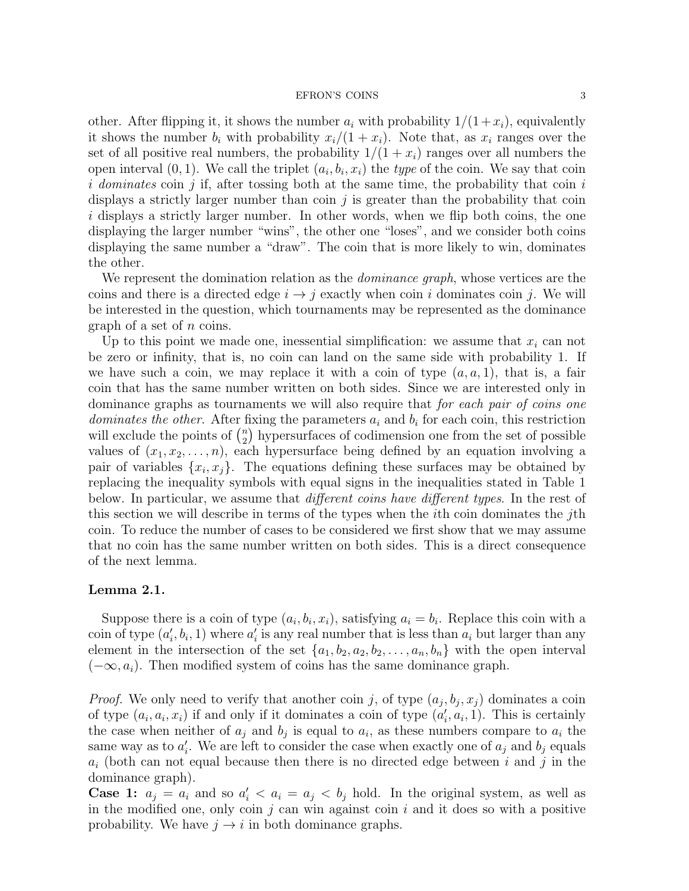other. After flipping it, it shows the number $a_i$ with probability $1/(1+x_i)$, equivalently it shows the number $b_i$ with probability $x_i/(1+x_i)$. Note that, as $x_i$ ranges over the set of all positive real numbers, the probability $1/(1+x_i)$ ranges over all numbers the open interval $(0,1)$. We call the triplet $(a_i, b_i, x_i)$ the *type* of the coin. We say that coin $i$ *dominates* coin $j$ if, after tossing both at the same time, the probability that coin $i$ displays a strictly larger number than coin $j$ is greater than the probability that coin $i$ displays a strictly larger number. In other words, when we flip both coins, the one displaying the larger number "wins", the other one "loses", and we consider both coins displaying the same number a "draw". The coin that is more likely to win, dominates the other.

We represent the domination relation as the *dominance graph*, whose vertices are the coins and there is a directed edge $i \to j$ exactly when coin $i$ dominates coin $j$. We will be interested in the question, which tournaments may be represented as the dominance graph of a set of $n$ coins.

Up to this point we made one, inessential simplification: we assume that $x_i$ can not be zero or infinity, that is, no coin can land on the same side with probability 1. If we have such a coin, we may replace it with a coin of type $(a, a, 1)$, that is, a fair coin that has the same number written on both sides. Since we are interested only in dominance graphs as tournaments we will also require that *for each pair of coins one dominates the other*. After fixing the parameters $a_i$ and $b_i$ for each coin, this restriction will exclude the points of $\binom{n}{2}$ hypersurfaces of codimension one from the set of possible values of $(x_1, x_2, \ldots, n)$, each hypersurface being defined by an equation involving a pair of variables $\{x_i, x_j\}$. The equations defining these surfaces may be obtained by replacing the inequality symbols with equal signs in the inequalities stated in Table 1 below. In particular, we assume that *different coins have different types*. In the rest of this section we will describe in terms of the types when the $i$th coin dominates the $j$th coin. To reduce the number of cases to be considered we first show that we may assume that no coin has the same number written on both sides. This is a direct consequence of the next lemma.

**Lemma 2.1.**

Suppose there is a coin of type $(a_i, b_i, x_i)$, satisfying $a_i = b_i$. Replace this coin with a coin of type $(a_i', b_i, 1)$ where $a_i'$ is any real number that is less than $a_i$ but larger than any element in the intersection of the set $\{a_1, b_2, a_2, b_2, \ldots, a_n, b_n\}$ with the open interval $(-\infty, a_i)$. Then modified system of coins has the same dominance graph.

*Proof.* We only need to verify that another coin $j$, of type $(a_j, b_j, x_j)$ dominates a coin of type $(a_i, a_i, x_i)$ if and only if it dominates a coin of type $(a_i', a_i, 1)$. This is certainly the case when neither of $a_j$ and $b_j$ is equal to $a_i$, as these numbers compare to $a_i$ the same way as to $a_i'$. We are left to consider the case when exactly one of $a_j$ and $b_j$ equals $a_i$ (both can not equal because then there is no directed edge between $i$ and $j$ in the dominance graph).

**Case 1:** $a_j = a_i$ and so $a_i' < a_i = a_j < b_j$ hold. In the original system, as well as in the modified one, only coin $j$ can win against coin $i$ and it does so with a positive probability. We have $j \to i$ in both dominance graphs.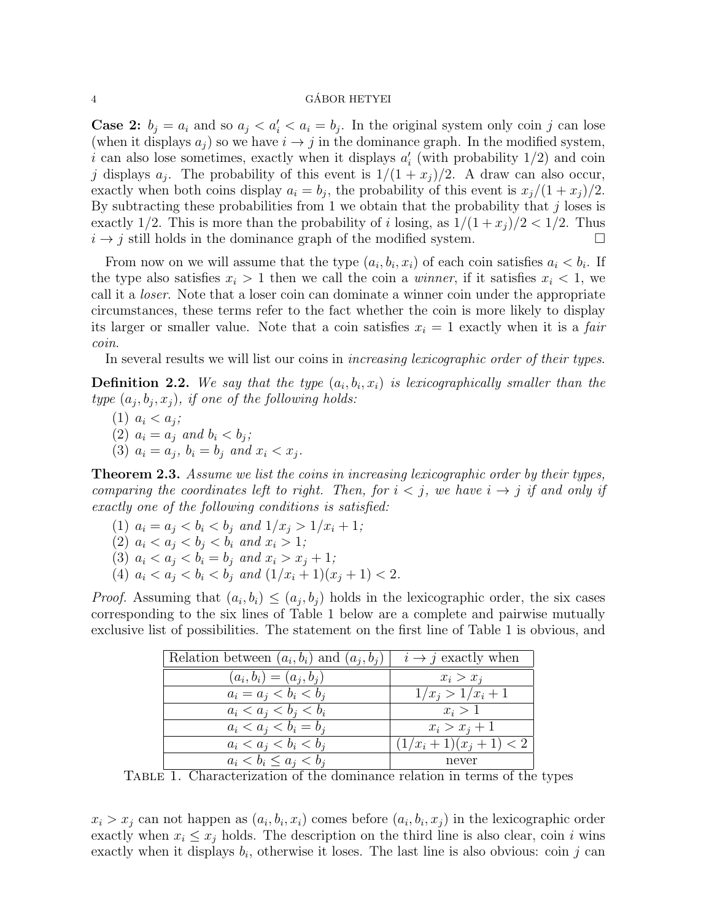**Case 2:** $b_j = a_i$ and so $a_j < a'_i < a_i = b_j$. In the original system only coin $j$ can lose (when it displays $a_j$) so we have $i \to j$ in the dominance graph. In the modified system, $i$ can also lose sometimes, exactly when it displays $a'_i$ (with probability $1/2$) and coin $j$ displays $a_j$. The probability of this event is $1/(1+x_j)/2$. A draw can also occur, exactly when both coins display $a_i = b_j$, the probability of this event is $x_j/(1+x_j)/2$. By subtracting these probabilities from 1 we obtain that the probability that $j$ loses is exactly $1/2$. This is more than the probability of $i$ losing, as $1/(1+x_j)/2 < 1/2$. Thus $i \to j$ still holds in the dominance graph of the modified system. □

From now on we will assume that the type $(a_i, b_i, x_i)$ of each coin satisfies $a_i < b_i$. If the type also satisfies $x_i > 1$ then we call the coin a *winner*, if it satisfies $x_i < 1$, we call it a *loser*. Note that a loser coin can dominate a winner coin under the appropriate circumstances, these terms refer to the fact whether the coin is more likely to display its larger or smaller value. Note that a coin satisfies $x_i = 1$ exactly when it is a *fair coin*.

In several results we will list our coins in *increasing lexicographic order of their types*.

**Definition 2.2.** *We say that the type $(a_i, b_i, x_i)$ is lexicographically smaller than the type $(a_j, b_j, x_j)$, if one of the following holds:*

1. $a_i < a_j$;
2. $a_i = a_j$ *and* $b_i < b_j$;
3. $a_i = a_j$, $b_i = b_j$ *and* $x_i < x_j$.

**Theorem 2.3.** *Assume we list the coins in increasing lexicographic order by their types, comparing the coordinates left to right. Then, for $i < j$, we have $i \to j$ if and only if exactly one of the following conditions is satisfied:*

1. $a_i = a_j < b_i < b_j$ *and* $1/x_j > 1/x_i + 1$;
2. $a_i < a_j < b_j < b_i$ *and* $x_i > 1$;
3. $a_i < a_j < b_i = b_j$ *and* $x_i > x_j + 1$;
4. $a_i < a_j < b_i < b_j$ *and* $(1/x_i + 1)(x_j + 1) < 2$.

*Proof.* Assuming that $(a_i, b_i) \leq (a_j, b_j)$ holds in the lexicographic order, the six cases corresponding to the six lines of Table 1 below are a complete and pairwise mutually exclusive list of possibilities. The statement on the first line of Table 1 is obvious, and

| Relation between $(a_i, b_i)$ and $(a_j, b_j)$ | $i \to j$ exactly when |
|---|---|
| $(a_i, b_i) = (a_j, b_j)$ | $x_i > x_j$ |
| $a_i = a_j < b_i < b_j$ | $1/x_j > 1/x_i + 1$ |
| $a_i < a_j < b_j < b_i$ | $x_i > 1$ |
| $a_i < a_j < b_i = b_j$ | $x_i > x_j + 1$ |
| $a_i < a_j < b_i < b_j$ | $(1/x_i + 1)(x_j + 1) < 2$ |
| $a_i < b_i \leq a_j < b_j$ | never |

Table 1. Characterization of the dominance relation in terms of the types

$x_i > x_j$ can not happen as $(a_i, b_i, x_i)$ comes before $(a_i, b_i, x_j)$ in the lexicographic order exactly when $x_i \leq x_j$ holds. The description on the third line is also clear, coin $i$ wins exactly when it displays $b_i$, otherwise it loses. The last line is also obvious: coin $j$ can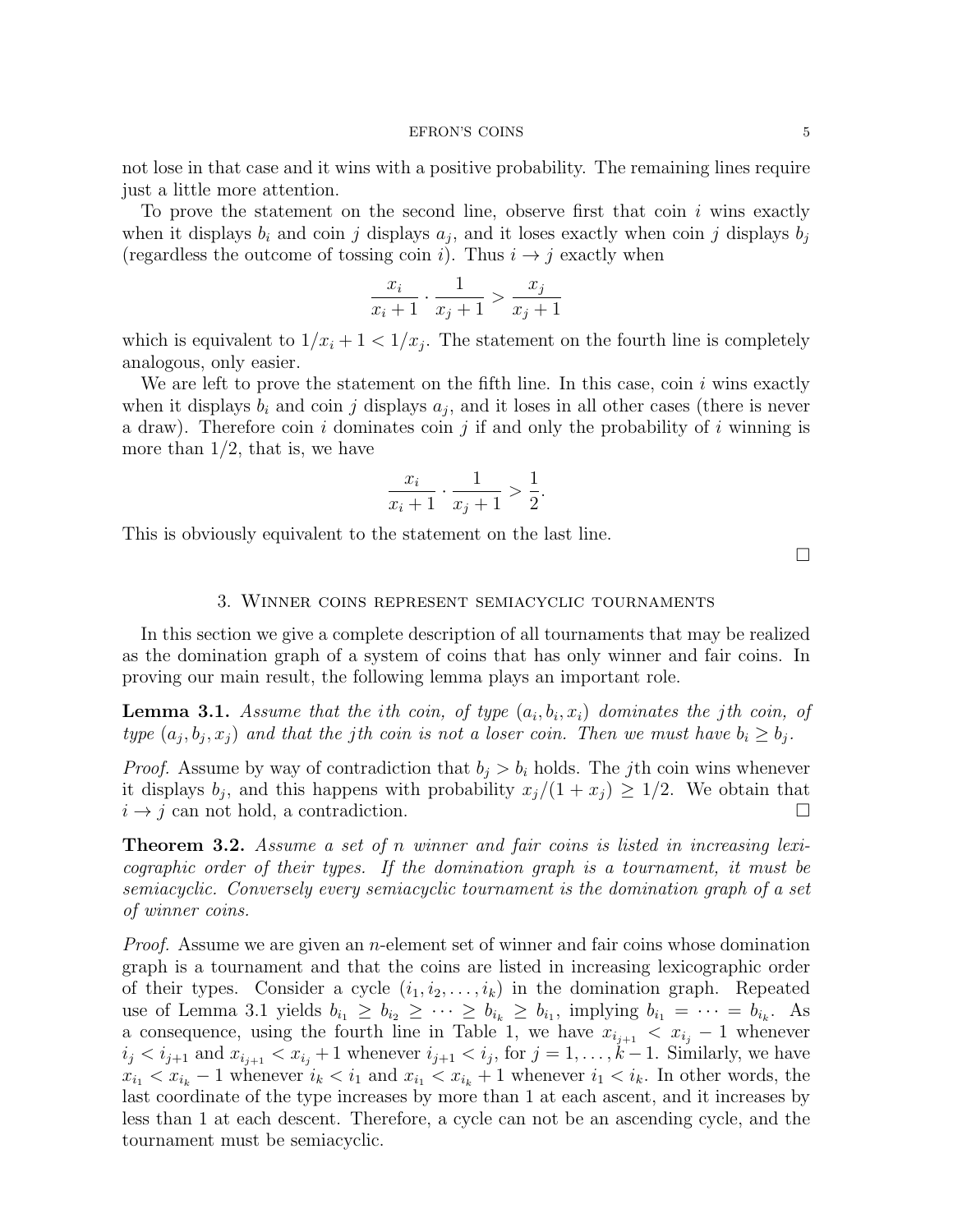not lose in that case and it wins with a positive probability. The remaining lines require just a little more attention.

To prove the statement on the second line, observe first that coin $i$ wins exactly when it displays $b_i$ and coin $j$ displays $a_j$, and it loses exactly when coin $j$ displays $b_j$ (regardless the outcome of tossing coin $i$). Thus $i \to j$ exactly when

$$\frac{x_i}{x_i+1} \cdot \frac{1}{x_j+1} > \frac{x_j}{x_j+1}$$

which is equivalent to $1/x_i + 1 < 1/x_j$. The statement on the fourth line is completely analogous, only easier.

We are left to prove the statement on the fifth line. In this case, coin $i$ wins exactly when it displays $b_i$ and coin $j$ displays $a_j$, and it loses in all other cases (there is never a draw). Therefore coin $i$ dominates coin $j$ if and only the probability of $i$ winning is more than $1/2$, that is, we have

$$\frac{x_i}{x_i+1} \cdot \frac{1}{x_j+1} > \frac{1}{2}.$$

This is obviously equivalent to the statement on the last line.

□

## 3. Winner coins represent semiacyclic tournaments

In this section we give a complete description of all tournaments that may be realized as the domination graph of a system of coins that has only winner and fair coins. In proving our main result, the following lemma plays an important role.

**Lemma 3.1.** *Assume that the ith coin, of type $(a_i, b_i, x_i)$ dominates the jth coin, of type $(a_j, b_j, x_j)$ and that the jth coin is not a loser coin. Then we must have $b_i \geq b_j$.*

*Proof.* Assume by way of contradiction that $b_j > b_i$ holds. The $j$th coin wins whenever it displays $b_j$, and this happens with probability $x_j/(1 + x_j) \geq 1/2$. We obtain that $i \to j$ can not hold, a contradiction. □

**Theorem 3.2.** *Assume a set of $n$ winner and fair coins is listed in increasing lexicographic order of their types. If the domination graph is a tournament, it must be semiacyclic. Conversely every semiacyclic tournament is the domination graph of a set of winner coins.*

*Proof.* Assume we are given an $n$-element set of winner and fair coins whose domination graph is a tournament and that the coins are listed in increasing lexicographic order of their types. Consider a cycle $(i_1, i_2, \ldots, i_k)$ in the domination graph. Repeated use of Lemma 3.1 yields $b_{i_1} \geq b_{i_2} \geq \cdots \geq b_{i_k} \geq b_{i_1}$, implying $b_{i_1} = \cdots = b_{i_k}$. As a consequence, using the fourth line in Table 1, we have $x_{i_{j+1}} < x_{i_j} - 1$ whenever $i_j < i_{j+1}$ and $x_{i_{j+1}} < x_{i_j} + 1$ whenever $i_{j+1} < i_j$, for $j = 1, \ldots, k-1$. Similarly, we have $x_{i_1} < x_{i_k} - 1$ whenever $i_k < i_1$ and $x_{i_1} < x_{i_k} + 1$ whenever $i_1 < i_k$. In other words, the last coordinate of the type increases by more than 1 at each ascent, and it increases by less than 1 at each descent. Therefore, a cycle can not be an ascending cycle, and the tournament must be semiacyclic.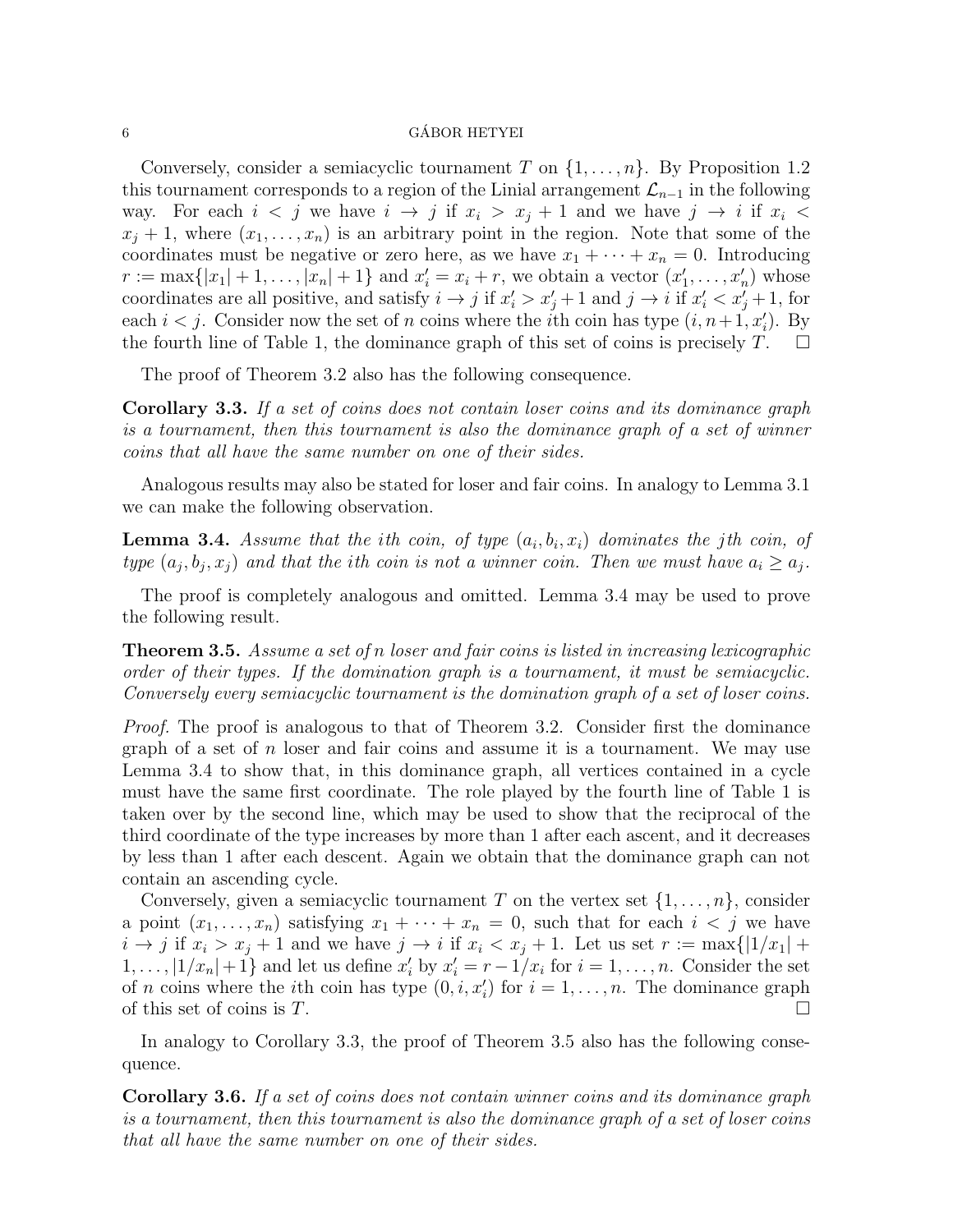Conversely, consider a semiacyclic tournament $T$ on $\{1, \ldots, n\}$. By Proposition 1.2 this tournament corresponds to a region of the Linial arrangement $\mathcal{L}_{n-1}$ in the following way. For each $i < j$ we have $i \to j$ if $x_i > x_j + 1$ and we have $j \to i$ if $x_i < x_j + 1$, where $(x_1, \ldots, x_n)$ is an arbitrary point in the region. Note that some of the coordinates must be negative or zero here, as we have $x_1 + \cdots + x_n = 0$. Introducing $r := \max\{|x_1| + 1, \ldots, |x_n| + 1\}$ and $x_i' = x_i + r$, we obtain a vector $(x_1', \ldots, x_n')$ whose coordinates are all positive, and satisfy $i \to j$ if $x_i' > x_j' + 1$ and $j \to i$ if $x_i' < x_j' + 1$, for each $i < j$. Consider now the set of $n$ coins where the $i$th coin has type $(i, n+1, x_i')$. By the fourth line of Table 1, the dominance graph of this set of coins is precisely $T$. $\square$

The proof of Theorem 3.2 also has the following consequence.

**Corollary 3.3.** *If a set of coins does not contain loser coins and its dominance graph is a tournament, then this tournament is also the dominance graph of a set of winner coins that all have the same number on one of their sides.*

Analogous results may also be stated for loser and fair coins. In analogy to Lemma 3.1 we can make the following observation.

**Lemma 3.4.** *Assume that the $i$th coin, of type $(a_i, b_i, x_i)$ dominates the $j$th coin, of type $(a_j, b_j, x_j)$ and that the $i$th coin is not a winner coin. Then we must have $a_i \geq a_j$.*

The proof is completely analogous and omitted. Lemma 3.4 may be used to prove the following result.

**Theorem 3.5.** *Assume a set of $n$ loser and fair coins is listed in increasing lexicographic order of their types. If the domination graph is a tournament, it must be semiacyclic. Conversely every semiacyclic tournament is the domination graph of a set of loser coins.*

*Proof.* The proof is analogous to that of Theorem 3.2. Consider first the dominance graph of a set of $n$ loser and fair coins and assume it is a tournament. We may use Lemma 3.4 to show that, in this dominance graph, all vertices contained in a cycle must have the same first coordinate. The role played by the fourth line of Table 1 is taken over by the second line, which may be used to show that the reciprocal of the third coordinate of the type increases by more than 1 after each ascent, and it decreases by less than 1 after each descent. Again we obtain that the dominance graph can not contain an ascending cycle.

Conversely, given a semiacyclic tournament $T$ on the vertex set $\{1, \ldots, n\}$, consider a point $(x_1, \ldots, x_n)$ satisfying $x_1 + \cdots + x_n = 0$, such that for each $i < j$ we have $i \to j$ if $x_i > x_j + 1$ and we have $j \to i$ if $x_i < x_j + 1$. Let us set $r := \max\{|1/x_1| + 1, \ldots, |1/x_n| + 1\}$ and let us define $x_i'$ by $x_i' = r - 1/x_i$ for $i = 1, \ldots, n$. Consider the set of $n$ coins where the $i$th coin has type $(0, i, x_i')$ for $i = 1, \ldots, n$. The dominance graph of this set of coins is $T$. $\square$

In analogy to Corollary 3.3, the proof of Theorem 3.5 also has the following consequence.

**Corollary 3.6.** *If a set of coins does not contain winner coins and its dominance graph is a tournament, then this tournament is also the dominance graph of a set of loser coins that all have the same number on one of their sides.*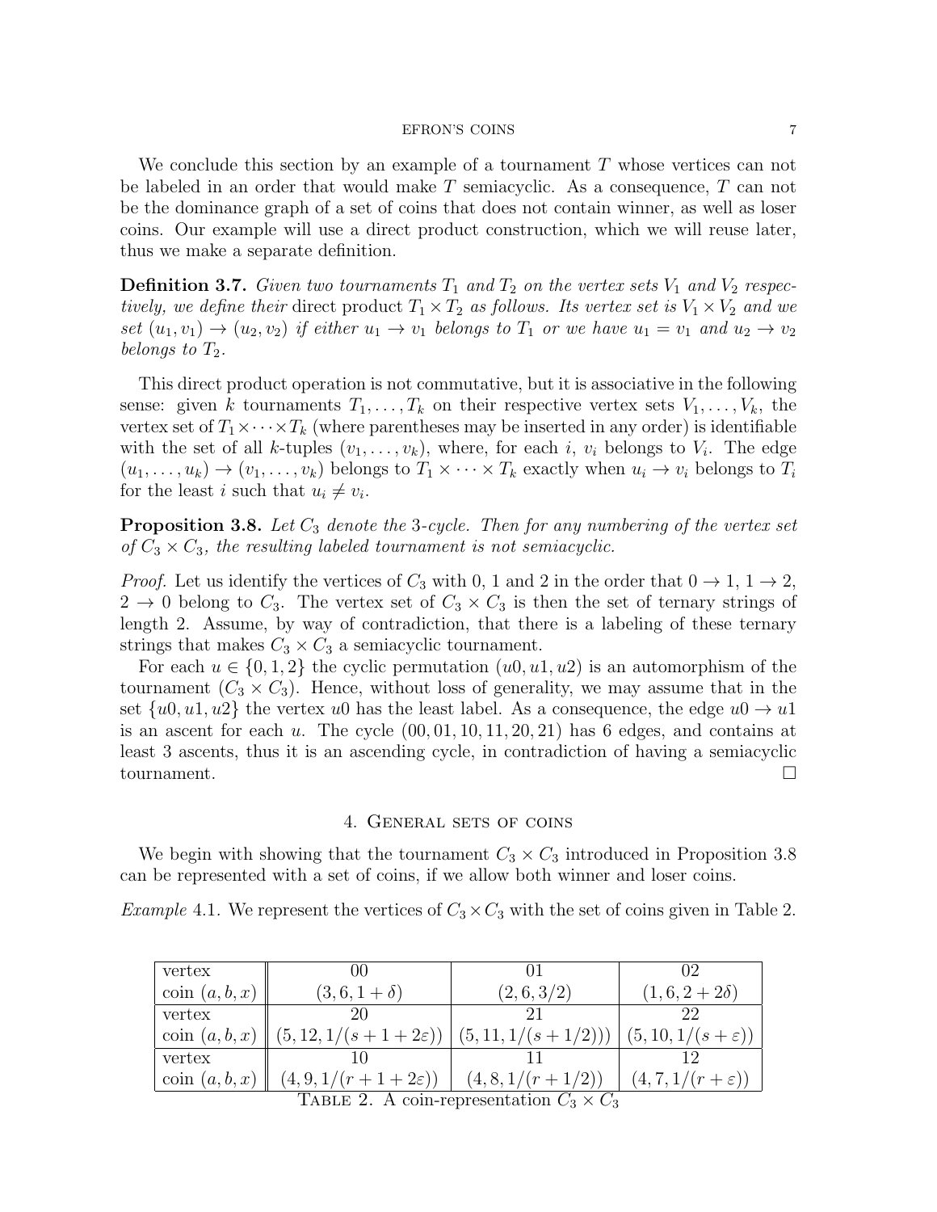We conclude this section by an example of a tournament $T$ whose vertices can not be labeled in an order that would make $T$ semiacyclic. As a consequence, $T$ can not be the dominance graph of a set of coins that does not contain winner, as well as loser coins. Our example will use a direct product construction, which we will reuse later, thus we make a separate definition.

**Definition 3.7.** *Given two tournaments $T_1$ and $T_2$ on the vertex sets $V_1$ and $V_2$ respectively, we define their* direct product *$T_1 \times T_2$ as follows. Its vertex set is $V_1 \times V_2$ and we set $(u_1, v_1) \to (u_2, v_2)$ if either $u_1 \to v_1$ belongs to $T_1$ or we have $u_1 = v_1$ and $u_2 \to v_2$ belongs to $T_2$.*

This direct product operation is not commutative, but it is associative in the following sense: given $k$ tournaments $T_1, \ldots, T_k$ on their respective vertex sets $V_1, \ldots, V_k$, the vertex set of $T_1 \times \cdots \times T_k$ (where parentheses may be inserted in any order) is identifiable with the set of all $k$-tuples $(v_1, \ldots, v_k)$, where, for each $i$, $v_i$ belongs to $V_i$. The edge $(u_1, \ldots, u_k) \to (v_1, \ldots, v_k)$ belongs to $T_1 \times \cdots \times T_k$ exactly when $u_i \to v_i$ belongs to $T_i$ for the least $i$ such that $u_i \neq v_i$.

**Proposition 3.8.** *Let $C_3$ denote the 3-cycle. Then for any numbering of the vertex set of $C_3 \times C_3$, the resulting labeled tournament is not semiacyclic.*

*Proof.* Let us identify the vertices of $C_3$ with 0, 1 and 2 in the order that $0 \to 1$, $1 \to 2$, $2 \to 0$ belong to $C_3$. The vertex set of $C_3 \times C_3$ is then the set of ternary strings of length 2. Assume, by way of contradiction, that there is a labeling of these ternary strings that makes $C_3 \times C_3$ a semiacyclic tournament.

For each $u \in \{0, 1, 2\}$ the cyclic permutation $(u0, u1, u2)$ is an automorphism of the tournament $(C_3 \times C_3)$. Hence, without loss of generality, we may assume that in the set $\{u0, u1, u2\}$ the vertex $u0$ has the least label. As a consequence, the edge $u0 \to u1$ is an ascent for each $u$. The cycle $(00, 01, 10, 11, 20, 21)$ has 6 edges, and contains at least 3 ascents, thus it is an ascending cycle, in contradiction of having a semiacyclic tournament. $\square$

## 4. General sets of coins

We begin with showing that the tournament $C_3 \times C_3$ introduced in Proposition 3.8 can be represented with a set of coins, if we allow both winner and loser coins.

*Example* 4.1. We represent the vertices of $C_3 \times C_3$ with the set of coins given in Table 2.

| vertex | 00 | 01 | 02 |
|---|---|---|---|
| coin $(a, b, x)$ | $(3, 6, 1+\delta)$ | $(2, 6, 3/2)$ | $(1, 6, 2+2\delta)$ |
| vertex | 20 | 21 | 22 |
| coin $(a, b, x)$ | $(5, 12, 1/(s+1+2\varepsilon))$ | $(5, 11, 1/(s+1/2)))$ | $(5, 10, 1/(s+\varepsilon))$ |
| vertex | 10 | 11 | 12 |
| coin $(a, b, x)$ | $(4, 9, 1/(r+1+2\varepsilon))$ | $(4, 8, 1/(r+1/2))$ | $(4, 7, 1/(r+\varepsilon))$ |

Table 2. A coin-representation $C_3 \times C_3$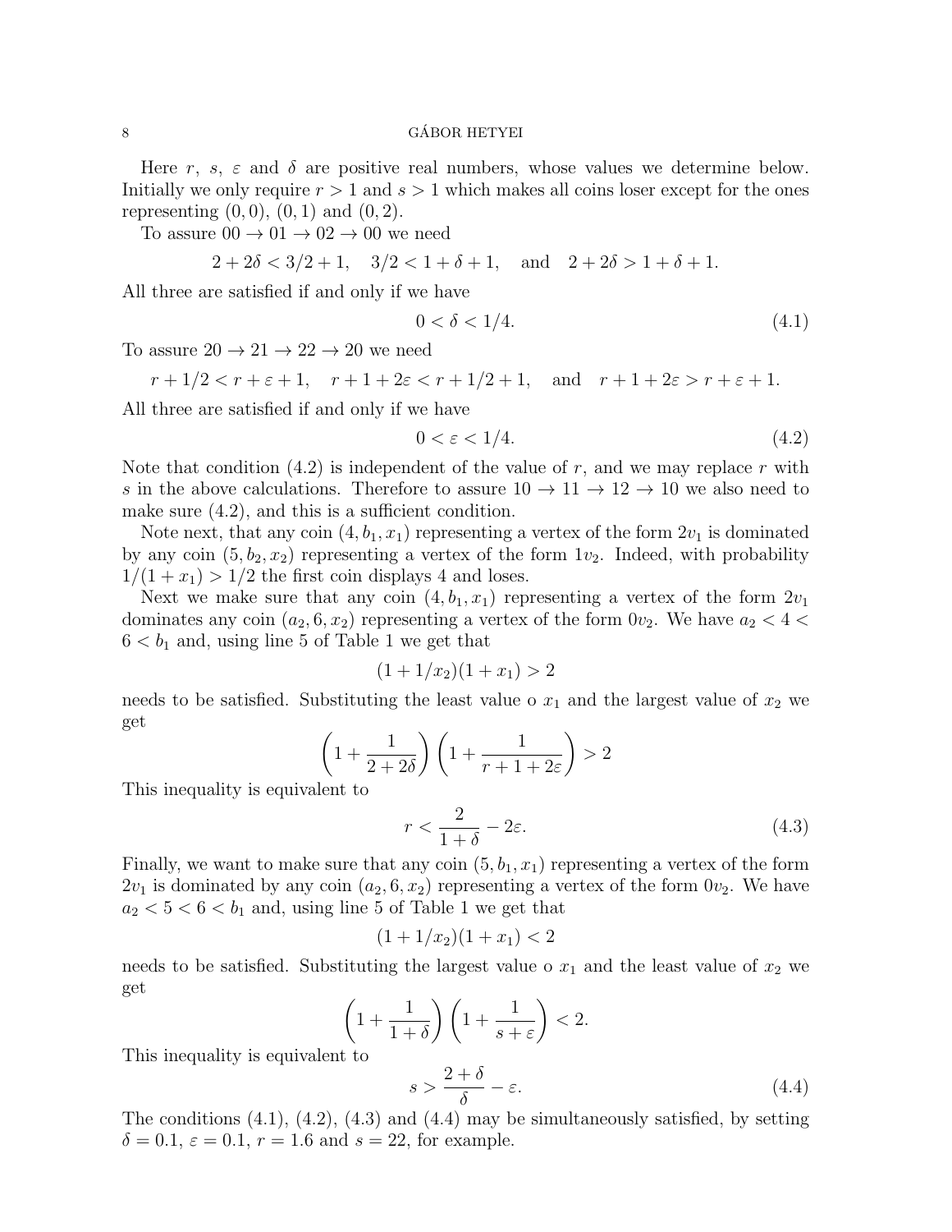Here $r$, $s$, $\varepsilon$ and $\delta$ are positive real numbers, whose values we determine below. Initially we only require $r > 1$ and $s > 1$ which makes all coins loser except for the ones representing $(0,0)$, $(0,1)$ and $(0,2)$.

To assure $00 \to 01 \to 02 \to 00$ we need

$$2 + 2\delta < 3/2 + 1, \quad 3/2 < 1 + \delta + 1, \quad \text{and} \quad 2 + 2\delta > 1 + \delta + 1.$$

All three are satisfied if and only if we have

$$0 < \delta < 1/4. \tag{4.1}$$

To assure $20 \to 21 \to 22 \to 20$ we need

$$r + 1/2 < r + \varepsilon + 1, \quad r + 1 + 2\varepsilon < r + 1/2 + 1, \quad \text{and} \quad r + 1 + 2\varepsilon > r + \varepsilon + 1.$$

All three are satisfied if and only if we have

$$0 < \varepsilon < 1/4. \tag{4.2}$$

Note that condition (4.2) is independent of the value of $r$, and we may replace $r$ with $s$ in the above calculations. Therefore to assure $10 \to 11 \to 12 \to 10$ we also need to make sure (4.2), and this is a sufficient condition.

Note next, that any coin $(4, b_1, x_1)$ representing a vertex of the form $2v_1$ is dominated by any coin $(5, b_2, x_2)$ representing a vertex of the form $1v_2$. Indeed, with probability $1/(1 + x_1) > 1/2$ the first coin displays 4 and loses.

Next we make sure that any coin $(4, b_1, x_1)$ representing a vertex of the form $2v_1$ dominates any coin $(a_2, 6, x_2)$ representing a vertex of the form $0v_2$. We have $a_2 < 4 < 6 < b_1$ and, using line 5 of Table 1 we get that

$$(1 + 1/x_2)(1 + x_1) > 2$$

needs to be satisfied. Substituting the least value o $x_1$ and the largest value of $x_2$ we get

$$\left(1 + \frac{1}{2 + 2\delta}\right)\left(1 + \frac{1}{r + 1 + 2\varepsilon}\right) > 2$$

This inequality is equivalent to

$$r < \frac{2}{1 + \delta} - 2\varepsilon. \tag{4.3}$$

Finally, we want to make sure that any coin $(5, b_1, x_1)$ representing a vertex of the form $2v_1$ is dominated by any coin $(a_2, 6, x_2)$ representing a vertex of the form $0v_2$. We have $a_2 < 5 < 6 < b_1$ and, using line 5 of Table 1 we get that

$$(1 + 1/x_2)(1 + x_1) < 2$$

needs to be satisfied. Substituting the largest value o $x_1$ and the least value of $x_2$ we get

$$\left(1 + \frac{1}{1 + \delta}\right)\left(1 + \frac{1}{s + \varepsilon}\right) < 2.$$

This inequality is equivalent to

$$s > \frac{2 + \delta}{\delta} - \varepsilon. \tag{4.4}$$

The conditions (4.1), (4.2), (4.3) and (4.4) may be simultaneously satisfied, by setting $\delta = 0.1$, $\varepsilon = 0.1$, $r = 1.6$ and $s = 22$, for example.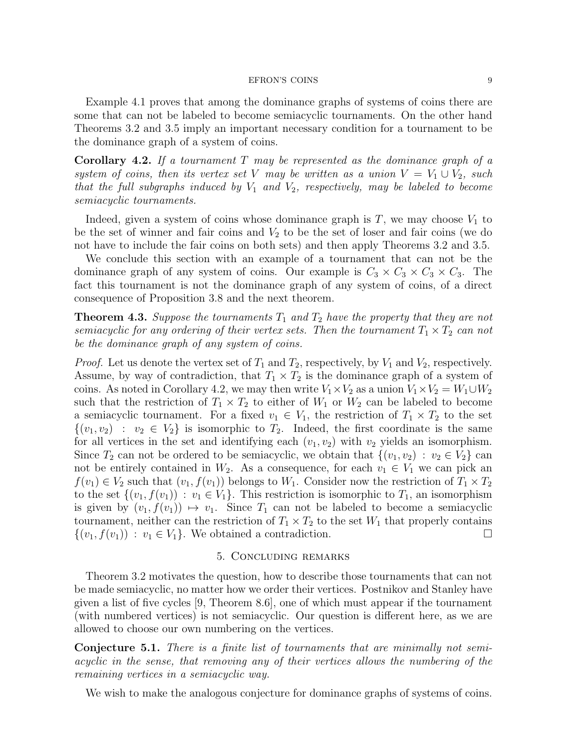Example 4.1 proves that among the dominance graphs of systems of coins there are some that can not be labeled to become semiacyclic tournaments. On the other hand Theorems 3.2 and 3.5 imply an important necessary condition for a tournament to be the dominance graph of a system of coins.

**Corollary 4.2.** *If a tournament $T$ may be represented as the dominance graph of a system of coins, then its vertex set $V$ may be written as a union $V = V_1 \cup V_2$, such that the full subgraphs induced by $V_1$ and $V_2$, respectively, may be labeled to become semiacyclic tournaments.*

Indeed, given a system of coins whose dominance graph is $T$, we may choose $V_1$ to be the set of winner and fair coins and $V_2$ to be the set of loser and fair coins (we do not have to include the fair coins on both sets) and then apply Theorems 3.2 and 3.5.

We conclude this section with an example of a tournament that can not be the dominance graph of any system of coins. Our example is $C_3 \times C_3 \times C_3 \times C_3$. The fact this tournament is not the dominance graph of any system of coins, of a direct consequence of Proposition 3.8 and the next theorem.

**Theorem 4.3.** *Suppose the tournaments $T_1$ and $T_2$ have the property that they are not semiacyclic for any ordering of their vertex sets. Then the tournament $T_1 \times T_2$ can not be the dominance graph of any system of coins.*

*Proof.* Let us denote the vertex set of $T_1$ and $T_2$, respectively, by $V_1$ and $V_2$, respectively. Assume, by way of contradiction, that $T_1 \times T_2$ is the dominance graph of a system of coins. As noted in Corollary 4.2, we may then write $V_1 \times V_2$ as a union $V_1 \times V_2 = W_1 \cup W_2$ such that the restriction of $T_1 \times T_2$ to either of $W_1$ or $W_2$ can be labeled to become a semiacyclic tournament. For a fixed $v_1 \in V_1$, the restriction of $T_1 \times T_2$ to the set $\{(v_1, v_2) : v_2 \in V_2\}$ is isomorphic to $T_2$. Indeed, the first coordinate is the same for all vertices in the set and identifying each $(v_1, v_2)$ with $v_2$ yields an isomorphism. Since $T_2$ can not be ordered to be semiacyclic, we obtain that $\{(v_1, v_2) : v_2 \in V_2\}$ can not be entirely contained in $W_2$. As a consequence, for each $v_1 \in V_1$ we can pick an $f(v_1) \in V_2$ such that $(v_1, f(v_1))$ belongs to $W_1$. Consider now the restriction of $T_1 \times T_2$ to the set $\{(v_1, f(v_1)) : v_1 \in V_1\}$. This restriction is isomorphic to $T_1$, an isomorphism is given by $(v_1, f(v_1)) \mapsto v_1$. Since $T_1$ can not be labeled to become a semiacyclic tournament, neither can the restriction of $T_1 \times T_2$ to the set $W_1$ that properly contains $\{(v_1, f(v_1)) : v_1 \in V_1\}$. We obtained a contradiction. □

## 5. Concluding remarks

Theorem 3.2 motivates the question, how to describe those tournaments that can not be made semiacyclic, no matter how we order their vertices. Postnikov and Stanley have given a list of five cycles [9, Theorem 8.6], one of which must appear if the tournament (with numbered vertices) is not semiacyclic. Our question is different here, as we are allowed to choose our own numbering on the vertices.

**Conjecture 5.1.** *There is a finite list of tournaments that are minimally not semiacyclic in the sense, that removing any of their vertices allows the numbering of the remaining vertices in a semiacyclic way.*

We wish to make the analogous conjecture for dominance graphs of systems of coins.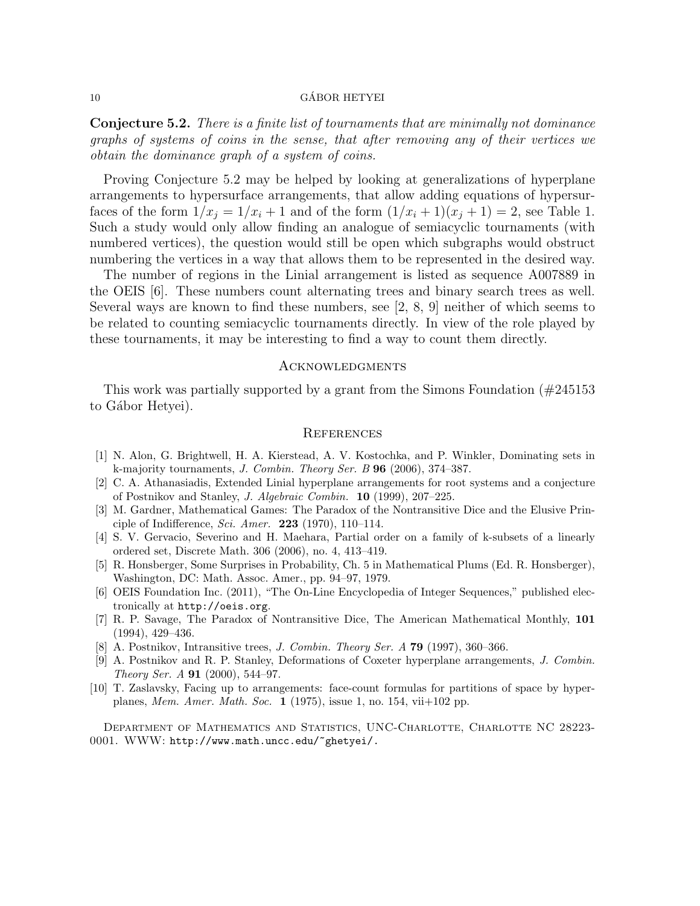**Conjecture 5.2.** *There is a finite list of tournaments that are minimally not dominance graphs of systems of coins in the sense, that after removing any of their vertices we obtain the dominance graph of a system of coins.*

Proving Conjecture 5.2 may be helped by looking at generalizations of hyperplane arrangements to hypersurface arrangements, that allow adding equations of hypersurfaces of the form $1/x_j = 1/x_i + 1$ and of the form $(1/x_i + 1)(x_j + 1) = 2$, see Table 1. Such a study would only allow finding an analogue of semiacyclic tournaments (with numbered vertices), the question would still be open which subgraphs would obstruct numbering the vertices in a way that allows them to be represented in the desired way.

The number of regions in the Linial arrangement is listed as sequence A007889 in the OEIS [6]. These numbers count alternating trees and binary search trees as well. Several ways are known to find these numbers, see [2, 8, 9] neither of which seems to be related to counting semiacyclic tournaments directly. In view of the role played by these tournaments, it may be interesting to find a way to count them directly.

## Acknowledgments

This work was partially supported by a grant from the Simons Foundation (#245153 to Gábor Hetyei).

## References

[1] N. Alon, G. Brightwell, H. A. Kierstead, A. V. Kostochka, and P. Winkler, Dominating sets in k-majority tournaments, *J. Combin. Theory Ser. B* **96** (2006), 374–387.

[2] C. A. Athanasiadis, Extended Linial hyperplane arrangements for root systems and a conjecture of Postnikov and Stanley, *J. Algebraic Combin.* **10** (1999), 207–225.

[3] M. Gardner, Mathematical Games: The Paradox of the Nontransitive Dice and the Elusive Principle of Indifference, *Sci. Amer.* **223** (1970), 110–114.

[4] S. V. Gervacio, Severino and H. Maehara, Partial order on a family of k-subsets of a linearly ordered set, Discrete Math. 306 (2006), no. 4, 413–419.

[5] R. Honsberger, Some Surprises in Probability, Ch. 5 in Mathematical Plums (Ed. R. Honsberger), Washington, DC: Math. Assoc. Amer., pp. 94–97, 1979.

[6] OEIS Foundation Inc. (2011), "The On-Line Encyclopedia of Integer Sequences," published electronically at http://oeis.org.

[7] R. P. Savage, The Paradox of Nontransitive Dice, The American Mathematical Monthly, **101** (1994), 429–436.

[8] A. Postnikov, Intransitive trees, *J. Combin. Theory Ser. A* **79** (1997), 360–366.

[9] A. Postnikov and R. P. Stanley, Deformations of Coxeter hyperplane arrangements, *J. Combin. Theory Ser. A* **91** (2000), 544–97.

[10] T. Zaslavsky, Facing up to arrangements: face-count formulas for partitions of space by hyperplanes, *Mem. Amer. Math. Soc.* **1** (1975), issue 1, no. 154, vii+102 pp.

Department of Mathematics and Statistics, UNC-Charlotte, Charlotte NC 28223-0001. WWW: http://www.math.uncc.edu/~ghetyei/.